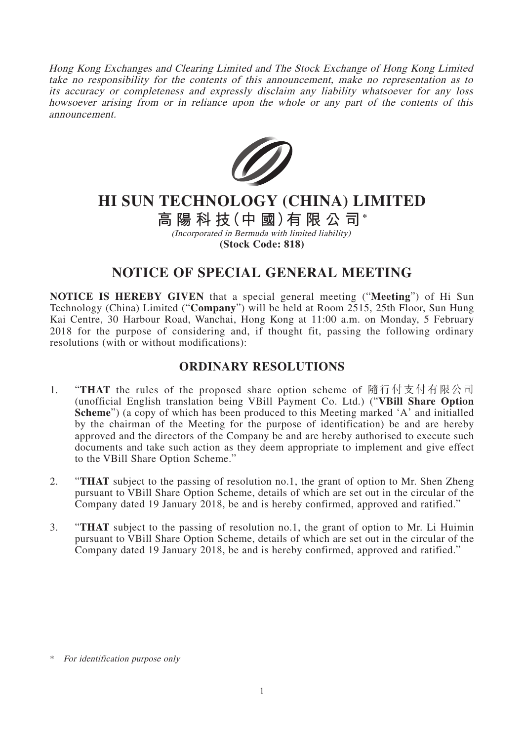*Hong Kong Exchanges and Clearing Limited and The Stock Exchange of Hong Kong Limited take no responsibility for the contents of this announcement, make no representation as to its accuracy or completeness and expressly disclaim any liability whatsoever for any loss howsoever arising from or in reliance upon the whole or any part of the contents of this announcement.*

# HI SUN TECHNOLOGY (CHINA) LIMITED

## 高陽科技(中國)有限公司*

*(Incorporated in Bermuda with limited liability)*

**(Stock Code: 818)**

# NOTICE OF SPECIAL GENERAL MEETING

**NOTICE IS HEREBY GIVEN** that a special general meeting ("**Meeting**") of Hi Sun Technology (China) Limited ("**Company**") will be held at Room 2515, 25th Floor, Sun Hung Kai Centre, 30 Harbour Road, Wanchai, Hong Kong at 11:00 a.m. on Monday, 5 February 2018 for the purpose of considering and, if thought fit, passing the following ordinary resolutions (with or without modifications):

## ORDINARY RESOLUTIONS

1. "**THAT** the rules of the proposed share option scheme of 隨行付支付有限公司 (unofficial English translation being VBill Payment Co. Ltd.) ("**VBill Share Option Scheme**") (a copy of which has been produced to this Meeting marked 'A' and initialled by the chairman of the Meeting for the purpose of identification) be and are hereby approved and the directors of the Company be and are hereby authorised to execute such documents and take such action as they deem appropriate to implement and give effect to the VBill Share Option Scheme."

2. "**THAT** subject to the passing of resolution no.1, the grant of option to Mr. Shen Zheng pursuant to VBill Share Option Scheme, details of which are set out in the circular of the Company dated 19 January 2018, be and is hereby confirmed, approved and ratified."

3. "**THAT** subject to the passing of resolution no.1, the grant of option to Mr. Li Huimin pursuant to VBill Share Option Scheme, details of which are set out in the circular of the Company dated 19 January 2018, be and is hereby confirmed, approved and ratified."

\* *For identification purpose only*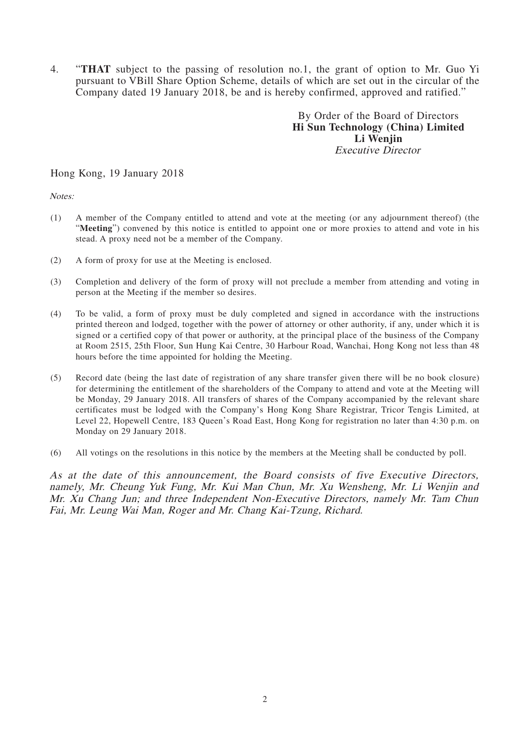4. "**THAT** subject to the passing of resolution no.1, the grant of option to Mr. Guo Yi pursuant to VBill Share Option Scheme, details of which are set out in the circular of the Company dated 19 January 2018, be and is hereby confirmed, approved and ratified."

By Order of the Board of Directors
**Hi Sun Technology (China) Limited**
**Li Wenjin**
*Executive Director*

Hong Kong, 19 January 2018

*Notes:*

(1) A member of the Company entitled to attend and vote at the meeting (or any adjournment thereof) (the "**Meeting**") convened by this notice is entitled to appoint one or more proxies to attend and vote in his stead. A proxy need not be a member of the Company.

(2) A form of proxy for use at the Meeting is enclosed.

(3) Completion and delivery of the form of proxy will not preclude a member from attending and voting in person at the Meeting if the member so desires.

(4) To be valid, a form of proxy must be duly completed and signed in accordance with the instructions printed thereon and lodged, together with the power of attorney or other authority, if any, under which it is signed or a certified copy of that power or authority, at the principal place of the business of the Company at Room 2515, 25th Floor, Sun Hung Kai Centre, 30 Harbour Road, Wanchai, Hong Kong not less than 48 hours before the time appointed for holding the Meeting.

(5) Record date (being the last date of registration of any share transfer given there will be no book closure) for determining the entitlement of the shareholders of the Company to attend and vote at the Meeting will be Monday, 29 January 2018. All transfers of shares of the Company accompanied by the relevant share certificates must be lodged with the Company's Hong Kong Share Registrar, Tricor Tengis Limited, at Level 22, Hopewell Centre, 183 Queen's Road East, Hong Kong for registration no later than 4:30 p.m. on Monday on 29 January 2018.

(6) All votings on the resolutions in this notice by the members at the Meeting shall be conducted by poll.

*As at the date of this announcement, the Board consists of five Executive Directors, namely, Mr. Cheung Yuk Fung, Mr. Kui Man Chun, Mr. Xu Wensheng, Mr. Li Wenjin and Mr. Xu Chang Jun; and three Independent Non-Executive Directors, namely Mr. Tam Chun Fai, Mr. Leung Wai Man, Roger and Mr. Chang Kai-Tzung, Richard.*